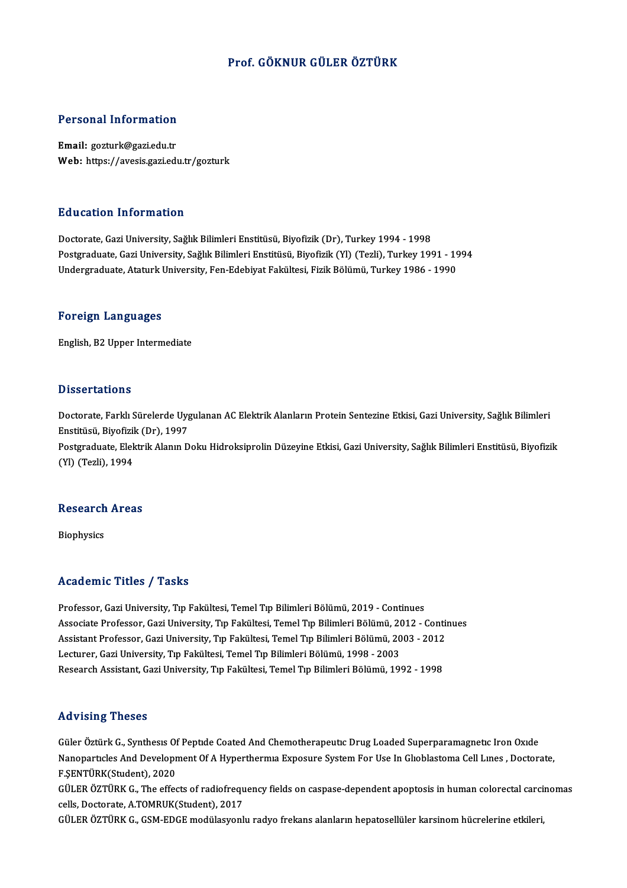# Prof. GÖKNUR GÜLER ÖZTÜRK

## Personal Information

**Email:** gozturk@gazi.edu.tr
**Web:** https://avesis.gazi.edu.tr/gozturk

## Education Information

Doctorate, Gazi University, Sağlık Bilimleri Enstitüsü, Biyofizik (Dr), Turkey 1994 - 1998
Postgraduate, Gazi University, Sağlık Bilimleri Enstitüsü, Biyofizik (Yl) (Tezli), Turkey 1991 - 1994
Undergraduate, Ataturk University, Fen-Edebiyat Fakültesi, Fizik Bölümü, Turkey 1986 - 1990

## Foreign Languages

English, B2 Upper Intermediate

## Dissertations

Doctorate, Farklı Sürelerde Uygulanan AC Elektrik Alanların Protein Sentezine Etkisi, Gazi University, Sağlık Bilimleri Enstitüsü, Biyofizik (Dr), 1997
Postgraduate, Elektrik Alanın Doku Hidroksiprolin Düzeyine Etkisi, Gazi University, Sağlık Bilimleri Enstitüsü, Biyofizik (Yl) (Tezli), 1994

## Research Areas

Biophysics

## Academic Titles / Tasks

Professor, Gazi University, Tıp Fakültesi, Temel Tıp Bilimleri Bölümü, 2019 - Continues
Associate Professor, Gazi University, Tıp Fakültesi, Temel Tıp Bilimleri Bölümü, 2012 - Continues
Assistant Professor, Gazi University, Tıp Fakültesi, Temel Tıp Bilimleri Bölümü, 2003 - 2012
Lecturer, Gazi University, Tıp Fakültesi, Temel Tıp Bilimleri Bölümü, 1998 - 2003
Research Assistant, Gazi University, Tıp Fakültesi, Temel Tıp Bilimleri Bölümü, 1992 - 1998

## Advising Theses

Güler Öztürk G., Synthesıs Of Peptıde Coated And Chemotherapeutıc Drug Loaded Superparamagnetıc Iron Oxıde Nanopartıcles And Development Of A Hyperthermıa Exposure System For Use In Glıoblastoma Cell Lınes , Doctorate, F.ŞENTÜRK(Student), 2020
GÜLER ÖZTÜRK G., The effects of radiofrequency fields on caspase-dependent apoptosis in human colorectal carcinomas cells, Doctorate, A.TOMRUK(Student), 2017
GÜLER ÖZTÜRK G., GSM-EDGE modülasyonlu radyo frekans alanların hepatosellüler karsinom hücrelerine etkileri,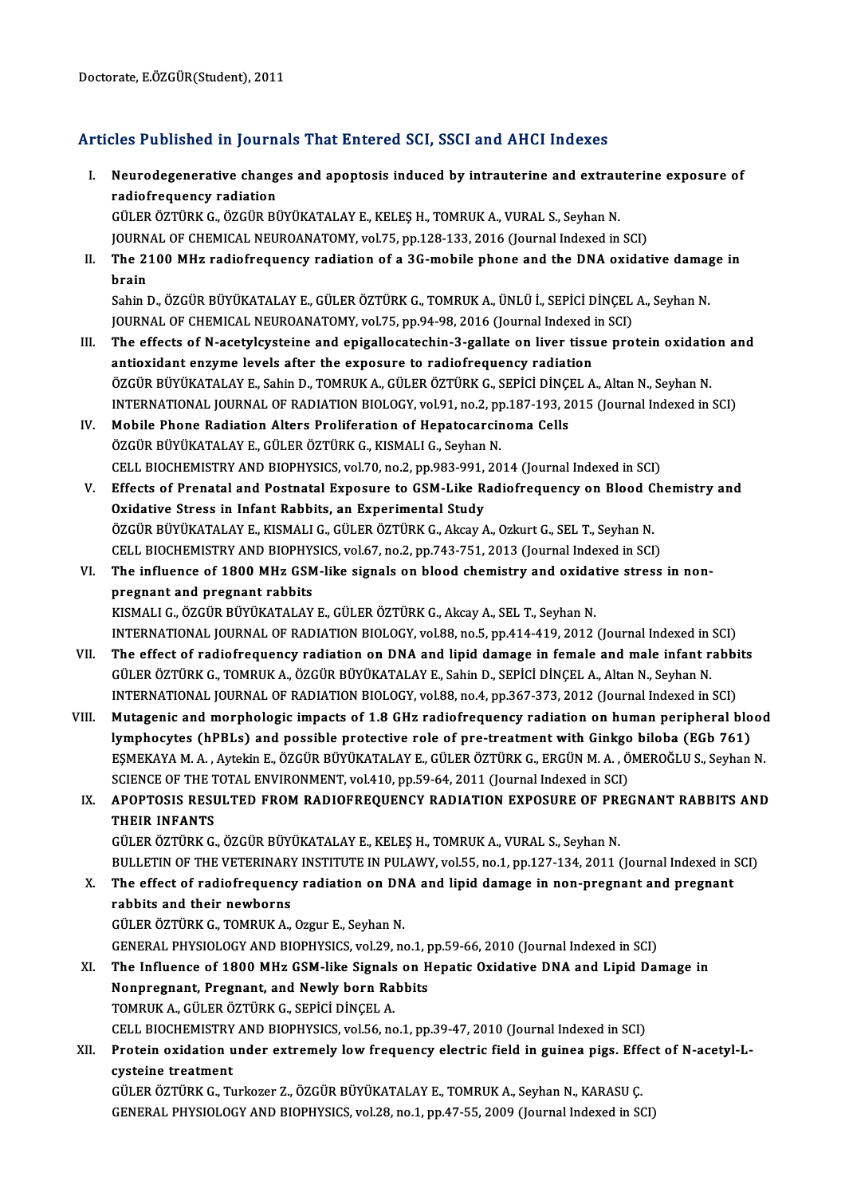Doctorate, E.ÖZGÜR(Student), 2011

## Articles Published in Journals That Entered SCI, SSCI and AHCI Indexes

I. **Neurodegenerative changes and apoptosis induced by intrauterine and extrauterine exposure of radiofrequency radiation**
GÜLER ÖZTÜRK G., ÖZGÜR BÜYÜKATALAY E., KELEŞ H., TOMRUK A., VURAL S., Seyhan N.
JOURNAL OF CHEMICAL NEUROANATOMY, vol.75, pp.128-133, 2016 (Journal Indexed in SCI)

II. **The 2100 MHz radiofrequency radiation of a 3G-mobile phone and the DNA oxidative damage in brain**
Sahin D., ÖZGÜR BÜYÜKATALAY E., GÜLER ÖZTÜRK G., TOMRUK A., ÜNLÜ İ., SEPİCİ DİNÇEL A., Seyhan N.
JOURNAL OF CHEMICAL NEUROANATOMY, vol.75, pp.94-98, 2016 (Journal Indexed in SCI)

III. **The effects of N-acetylcysteine and epigallocatechin-3-gallate on liver tissue protein oxidation and antioxidant enzyme levels after the exposure to radiofrequency radiation**
ÖZGÜR BÜYÜKATALAY E., Sahin D., TOMRUK A., GÜLER ÖZTÜRK G., SEPİCİ DİNÇEL A., Altan N., Seyhan N.
INTERNATIONAL JOURNAL OF RADIATION BIOLOGY, vol.91, no.2, pp.187-193, 2015 (Journal Indexed in SCI)

IV. **Mobile Phone Radiation Alters Proliferation of Hepatocarcinoma Cells**
ÖZGÜR BÜYÜKATALAY E., GÜLER ÖZTÜRK G., KISMALI G., Seyhan N.
CELL BIOCHEMISTRY AND BIOPHYSICS, vol.70, no.2, pp.983-991, 2014 (Journal Indexed in SCI)

V. **Effects of Prenatal and Postnatal Exposure to GSM-Like Radiofrequency on Blood Chemistry and Oxidative Stress in Infant Rabbits, an Experimental Study**
ÖZGÜR BÜYÜKATALAY E., KISMALI G., GÜLER ÖZTÜRK G., Akcay A., Ozkurt G., SEL T., Seyhan N.
CELL BIOCHEMISTRY AND BIOPHYSICS, vol.67, no.2, pp.743-751, 2013 (Journal Indexed in SCI)

VI. **The influence of 1800 MHz GSM-like signals on blood chemistry and oxidative stress in non-pregnant and pregnant rabbits**
KISMALI G., ÖZGÜR BÜYÜKATALAY E., GÜLER ÖZTÜRK G., Akcay A., SEL T., Seyhan N.
INTERNATIONAL JOURNAL OF RADIATION BIOLOGY, vol.88, no.5, pp.414-419, 2012 (Journal Indexed in SCI)

VII. **The effect of radiofrequency radiation on DNA and lipid damage in female and male infant rabbits**
GÜLER ÖZTÜRK G., TOMRUK A., ÖZGÜR BÜYÜKATALAY E., Sahin D., SEPİCİ DİNÇEL A., Altan N., Seyhan N.
INTERNATIONAL JOURNAL OF RADIATION BIOLOGY, vol.88, no.4, pp.367-373, 2012 (Journal Indexed in SCI)

VIII. **Mutagenic and morphologic impacts of 1.8 GHz radiofrequency radiation on human peripheral blood lymphocytes (hPBLs) and possible protective role of pre-treatment with Ginkgo biloba (EGb 761)**
EŞMEKAYA M. A. , Aytekin E., ÖZGÜR BÜYÜKATALAY E., GÜLER ÖZTÜRK G., ERGÜN M. A. , ÖMEROĞLU S., Seyhan N.
SCIENCE OF THE TOTAL ENVIRONMENT, vol.410, pp.59-64, 2011 (Journal Indexed in SCI)

IX. **APOPTOSIS RESULTED FROM RADIOFREQUENCY RADIATION EXPOSURE OF PREGNANT RABBITS AND THEIR INFANTS**
GÜLER ÖZTÜRK G., ÖZGÜR BÜYÜKATALAY E., KELEŞ H., TOMRUK A., VURAL S., Seyhan N.
BULLETIN OF THE VETERINARY INSTITUTE IN PULAWY, vol.55, no.1, pp.127-134, 2011 (Journal Indexed in SCI)

X. **The effect of radiofrequency radiation on DNA and lipid damage in non-pregnant and pregnant rabbits and their newborns**
GÜLER ÖZTÜRK G., TOMRUK A., Ozgur E., Seyhan N.
GENERAL PHYSIOLOGY AND BIOPHYSICS, vol.29, no.1, pp.59-66, 2010 (Journal Indexed in SCI)

XI. **The Influence of 1800 MHz GSM-like Signals on Hepatic Oxidative DNA and Lipid Damage in Nonpregnant, Pregnant, and Newly born Rabbits**
TOMRUK A., GÜLER ÖZTÜRK G., SEPİCİ DİNÇEL A.
CELL BIOCHEMISTRY AND BIOPHYSICS, vol.56, no.1, pp.39-47, 2010 (Journal Indexed in SCI)

XII. **Protein oxidation under extremely low frequency electric field in guinea pigs. Effect of N-acetyl-L-cysteine treatment**
GÜLER ÖZTÜRK G., Turkozer Z., ÖZGÜR BÜYÜKATALAY E., TOMRUK A., Seyhan N., KARASU Ç.
GENERAL PHYSIOLOGY AND BIOPHYSICS, vol.28, no.1, pp.47-55, 2009 (Journal Indexed in SCI)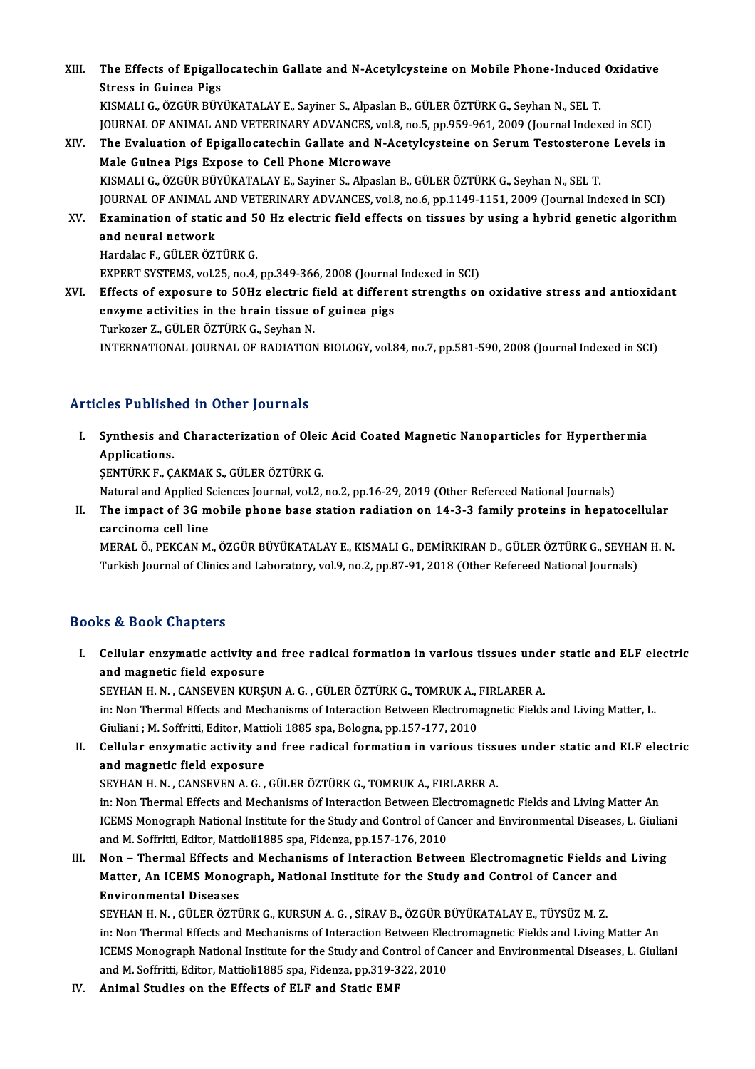XIII. **The Effects of Epigallocatechin Gallate and N-Acetylcysteine on Mobile Phone-Induced Oxidative Stress in Guinea Pigs**
KISMALI G., ÖZGÜR BÜYÜKATALAY E., Sayiner S., Alpaslan B., GÜLER ÖZTÜRK G., Seyhan N., SEL T.
JOURNAL OF ANIMAL AND VETERINARY ADVANCES, vol.8, no.5, pp.959-961, 2009 (Journal Indexed in SCI)

XIV. **The Evaluation of Epigallocatechin Gallate and N-Acetylcysteine on Serum Testosterone Levels in Male Guinea Pigs Expose to Cell Phone Microwave**
KISMALI G., ÖZGÜR BÜYÜKATALAY E., Sayiner S., Alpaslan B., GÜLER ÖZTÜRK G., Seyhan N., SEL T.
JOURNAL OF ANIMAL AND VETERINARY ADVANCES, vol.8, no.6, pp.1149-1151, 2009 (Journal Indexed in SCI)

XV. **Examination of static and 50 Hz electric field effects on tissues by using a hybrid genetic algorithm and neural network**
Hardalac F., GÜLER ÖZTÜRK G.
EXPERT SYSTEMS, vol.25, no.4, pp.349-366, 2008 (Journal Indexed in SCI)

XVI. **Effects of exposure to 50Hz electric field at different strengths on oxidative stress and antioxidant enzyme activities in the brain tissue of guinea pigs**
Turkozer Z., GÜLER ÖZTÜRK G., Seyhan N.
INTERNATIONAL JOURNAL OF RADIATION BIOLOGY, vol.84, no.7, pp.581-590, 2008 (Journal Indexed in SCI)

## Articles Published in Other Journals

I. **Synthesis and Characterization of Oleic Acid Coated Magnetic Nanoparticles for Hyperthermia Applications.**
ŞENTÜRK F., ÇAKMAK S., GÜLER ÖZTÜRK G.
Natural and Applied Sciences Journal, vol.2, no.2, pp.16-29, 2019 (Other Refereed National Journals)

II. **The impact of 3G mobile phone base station radiation on 14-3-3 family proteins in hepatocellular carcinoma cell line**
MERAL Ö., PEKCAN M., ÖZGÜR BÜYÜKATALAY E., KISMALI G., DEMİRKIRAN D., GÜLER ÖZTÜRK G., SEYHAN H. N.
Turkish Journal of Clinics and Laboratory, vol.9, no.2, pp.87-91, 2018 (Other Refereed National Journals)

## Books & Book Chapters

I. **Cellular enzymatic activity and free radical formation in various tissues under static and ELF electric and magnetic field exposure**
SEYHAN H. N. , CANSEVEN KURŞUN A. G. , GÜLER ÖZTÜRK G., TOMRUK A., FIRLARER A.
in: Non Thermal Effects and Mechanisms of Interaction Between Electromagnetic Fields and Living Matter, L. Giuliani ; M. Soffritti, Editor, Mattioli 1885 spa, Bologna, pp.157-177, 2010

II. **Cellular enzymatic activity and free radical formation in various tissues under static and ELF electric and magnetic field exposure**
SEYHAN H. N. , CANSEVEN A. G. , GÜLER ÖZTÜRK G., TOMRUK A., FIRLARER A.
in: Non Thermal Effects and Mechanisms of Interaction Between Electromagnetic Fields and Living Matter An ICEMS Monograph National Institute for the Study and Control of Cancer and Environmental Diseases, L. Giuliani and M. Soffritti, Editor, Mattioli1885 spa, Fidenza, pp.157-176, 2010

III. **Non – Thermal Effects and Mechanisms of Interaction Between Electromagnetic Fields and Living Matter, An ICEMS Monograph, National Institute for the Study and Control of Cancer and Environmental Diseases**
SEYHAN H. N. , GÜLER ÖZTÜRK G., KURSUN A. G. , SİRAV B., ÖZGÜR BÜYÜKATALAY E., TÜYSÜZ M. Z.
in: Non Thermal Effects and Mechanisms of Interaction Between Electromagnetic Fields and Living Matter An ICEMS Monograph National Institute for the Study and Control of Cancer and Environmental Diseases, L. Giuliani and M. Soffritti, Editor, Mattioli1885 spa, Fidenza, pp.319-322, 2010

IV. **Animal Studies on the Effects of ELF and Static EMF**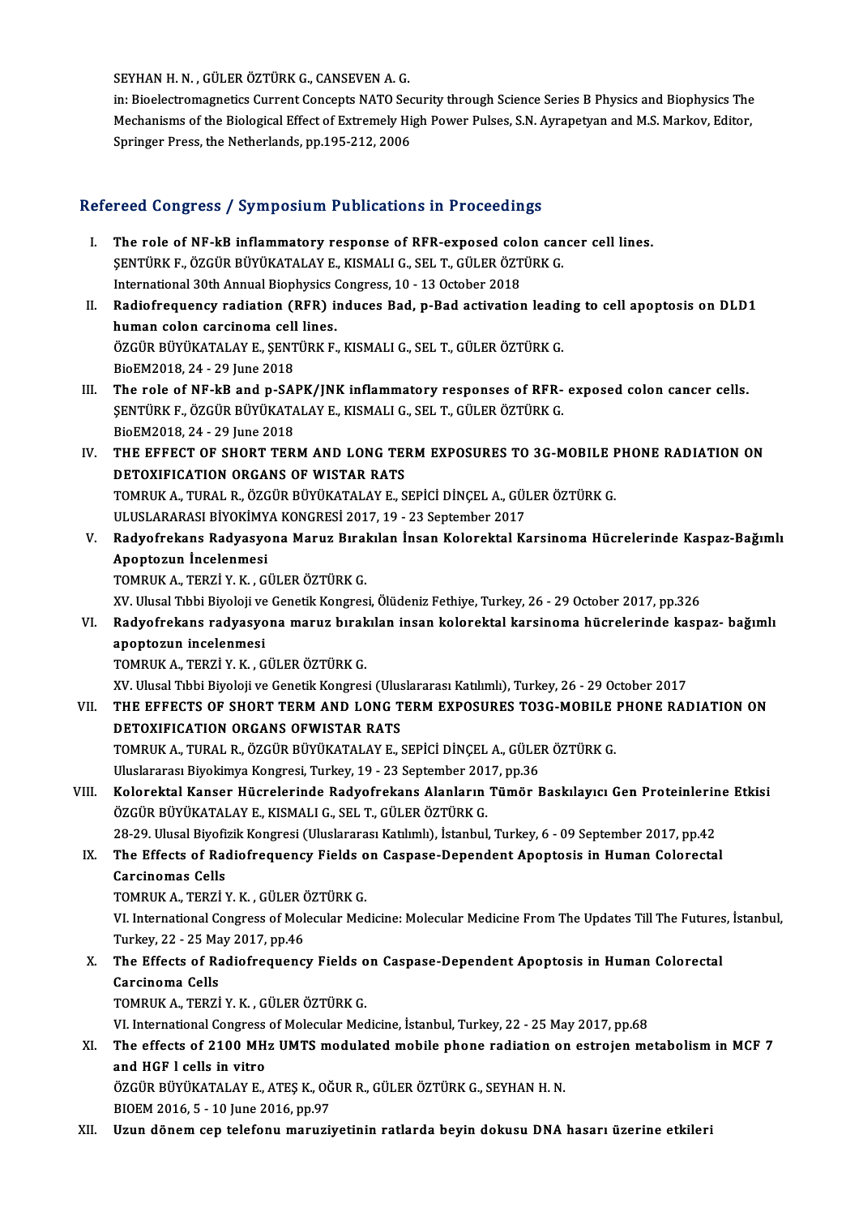SEYHAN H. N. , GÜLER ÖZTÜRK G., CANSEVEN A. G.

in: Bioelectromagnetics Current Concepts NATO Security through Science Series B Physics and Biophysics The Mechanisms of the Biological Effect of Extremely High Power Pulses, S.N. Ayrapetyan and M.S. Markov, Editor, Springer Press, the Netherlands, pp.195-212, 2006

## Refereed Congress / Symposium Publications in Proceedings

I. **The role of NF-kB inflammatory response of RFR-exposed colon cancer cell lines.**
ŞENTÜRK F., ÖZGÜR BÜYÜKATALAY E., KISMALI G., SEL T., GÜLER ÖZTÜRK G.
International 30th Annual Biophysics Congress, 10 - 13 October 2018

II. **Radiofrequency radiation (RFR) induces Bad, p-Bad activation leading to cell apoptosis on DLD1 human colon carcinoma cell lines.**
ÖZGÜR BÜYÜKATALAY E., ŞENTÜRK F., KISMALI G., SEL T., GÜLER ÖZTÜRK G.
BioEM2018, 24 - 29 June 2018

III. **The role of NF-kB and p-SAPK/JNK inflammatory responses of RFR- exposed colon cancer cells.**
ŞENTÜRK F., ÖZGÜR BÜYÜKATALAY E., KISMALI G., SEL T., GÜLER ÖZTÜRK G.
BioEM2018, 24 - 29 June 2018

IV. **THE EFFECT OF SHORT TERM AND LONG TERM EXPOSURES TO 3G-MOBILE PHONE RADIATION ON DETOXIFICATION ORGANS OF WISTAR RATS**
TOMRUK A., TURAL R., ÖZGÜR BÜYÜKATALAY E., SEPİCİ DİNÇEL A., GÜLER ÖZTÜRK G.
ULUSLARARASI BİYOKİMYA KONGRESİ 2017, 19 - 23 September 2017

V. **Radyofrekans Radyasyona Maruz Bırakılan İnsan Kolorektal Karsinoma Hücrelerinde Kaspaz-Bağımlı Apoptozun İncelenmesi**
TOMRUK A., TERZİ Y. K. , GÜLER ÖZTÜRK G.
XV. Ulusal Tıbbi Biyoloji ve Genetik Kongresi, Ölüdeniz Fethiye, Turkey, 26 - 29 October 2017, pp.326

VI. **Radyofrekans radyasyona maruz bırakılan insan kolorektal karsinoma hücrelerinde kaspaz- bağımlı apoptozun incelenmesi**
TOMRUK A., TERZİ Y. K. , GÜLER ÖZTÜRK G.
XV. Ulusal Tıbbi Biyoloji ve Genetik Kongresi (Uluslararası Katılımlı), Turkey, 26 - 29 October 2017

VII. **THE EFFECTS OF SHORT TERM AND LONG TERM EXPOSURES TO3G-MOBILE PHONE RADIATION ON DETOXIFICATION ORGANS OFWISTAR RATS**
TOMRUK A., TURAL R., ÖZGÜR BÜYÜKATALAY E., SEPİCİ DİNÇEL A., GÜLER ÖZTÜRK G.
Uluslararası Biyokimya Kongresi, Turkey, 19 - 23 September 2017, pp.36

VIII. **Kolorektal Kanser Hücrelerinde Radyofrekans Alanların Tümör Baskılayıcı Gen Proteinlerine Etkisi**
ÖZGÜR BÜYÜKATALAY E., KISMALI G., SEL T., GÜLER ÖZTÜRK G.
28-29. Ulusal Biyofizik Kongresi (Uluslararası Katılımlı), İstanbul, Turkey, 6 - 09 September 2017, pp.42

IX. **The Effects of Radiofrequency Fields on Caspase-Dependent Apoptosis in Human Colorectal Carcinomas Cells**
TOMRUK A., TERZİ Y. K. , GÜLER ÖZTÜRK G.
VI. International Congress of Molecular Medicine: Molecular Medicine From The Updates Till The Futures, İstanbul, Turkey, 22 - 25 May 2017, pp.46

X. **The Effects of Radiofrequency Fields on Caspase-Dependent Apoptosis in Human Colorectal Carcinoma Cells**
TOMRUK A., TERZİ Y. K. , GÜLER ÖZTÜRK G.
VI. International Congress of Molecular Medicine, İstanbul, Turkey, 22 - 25 May 2017, pp.68

XI. **The effects of 2100 MHz UMTS modulated mobile phone radiation on estrojen metabolism in MCF 7 and HGF l cells in vitro**
ÖZGÜR BÜYÜKATALAY E., ATEŞ K., OĞUR R., GÜLER ÖZTÜRK G., SEYHAN H. N.
BIOEM 2016, 5 - 10 June 2016, pp.97

XII. **Uzun dönem cep telefonu maruziyetinin ratlarda beyin dokusu DNA hasarı üzerine etkileri**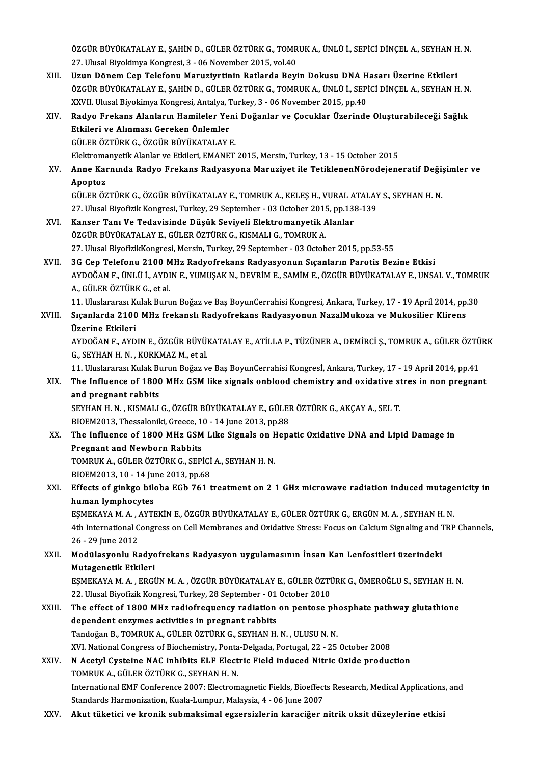ÖZGÜR BÜYÜKATALAY E., ŞAHİN D., GÜLER ÖZTÜRK G., TOMRUK A., ÜNLÜ İ., SEPİCİ DİNÇEL A., SEYHAN H. N.
27. Ulusal Biyokimya Kongresi, 3 - 06 November 2015, vol.40

XIII. **Uzun Dönem Cep Telefonu Maruziyrtinin Ratlarda Beyin Dokusu DNA Hasarı Üzerine Etkileri**
ÖZGÜR BÜYÜKATALAY E., ŞAHİN D., GÜLER ÖZTÜRK G., TOMRUK A., ÜNLÜ İ., SEPİCİ DİNÇEL A., SEYHAN H. N.
XXVII. Ulusal Biyokimya Kongresi, Antalya, Turkey, 3 - 06 November 2015, pp.40

XIV. **Radyo Frekans Alanların Hamileler Yeni Doğanlar ve Çocuklar Üzerinde Oluşturabileceği Sağlık Etkileri ve Alınması Gereken Önlemler**
GÜLER ÖZTÜRK G., ÖZGÜR BÜYÜKATALAY E.
Elektromanyetik Alanlar ve Etkileri, EMANET 2015, Mersin, Turkey, 13 - 15 October 2015

XV. **Anne Karnında Radyo Frekans Radyasyona Maruziyet ile TetiklenenNörodejeneratif Değişimler ve Apoptoz**
GÜLER ÖZTÜRK G., ÖZGÜR BÜYÜKATALAY E., TOMRUK A., KELEŞ H., VURAL ATALAY S., SEYHAN H. N.
27. Ulusal Biyofizik Kongresi, Turkey, 29 September - 03 October 2015, pp.138-139

XVI. **Kanser Tanı Ve Tedavisinde Düşük Seviyeli Elektromanyetik Alanlar**
ÖZGÜR BÜYÜKATALAY E., GÜLER ÖZTÜRK G., KISMALI G., TOMRUK A.
27. Ulusal BiyofizikKongresi, Mersin, Turkey, 29 September - 03 October 2015, pp.53-55

XVII. **3G Cep Telefonu 2100 MHz Radyofrekans Radyasyonun Sıçanların Parotis Bezine Etkisi**
AYDOĞAN F., ÜNLÜ İ., AYDIN E., YUMUŞAK N., DEVRİM E., SAMİM E., ÖZGÜR BÜYÜKATALAY E., UNSAL V., TOMRUK A., GÜLER ÖZTÜRK G., et al.
11. Uluslararası Kulak Burun Boğaz ve Baş BoyunCerrahisi Kongresi, Ankara, Turkey, 17 - 19 April 2014, pp.30

XVIII. **Sıçanlarda 2100 MHz frekanslı Radyofrekans Radyasyonun NazalMukoza ve Mukosilier Klirens Üzerine Etkileri**
AYDOĞAN F., AYDIN E., ÖZGÜR BÜYÜKATALAY E., ATİLLA P., TÜZÜNER A., DEMİRCİ Ş., TOMRUK A., GÜLER ÖZTÜRK G., SEYHAN H. N. , KORKMAZ M., et al.
11. Uluslararası Kulak Burun Boğaz ve Baş BoyunCerrahisi Kongresİ, Ankara, Turkey, 17 - 19 April 2014, pp.41

XIX. **The Influence of 1800 MHz GSM like signals onblood chemistry and oxidative stres in non pregnant and pregnant rabbits**
SEYHAN H. N. , KISMALI G., ÖZGÜR BÜYÜKATALAY E., GÜLER ÖZTÜRK G., AKÇAY A., SEL T.
BIOEM2013, Thessaloniki, Greece, 10 - 14 June 2013, pp.88

XX. **The Influence of 1800 MHz GSM Like Signals on Hepatic Oxidative DNA and Lipid Damage in Pregnant and Newborn Rabbits**
TOMRUK A., GÜLER ÖZTÜRK G., SEPİCİ A., SEYHAN H. N.
BIOEM2013, 10 - 14 June 2013, pp.68

XXI. **Effects of ginkgo biloba EGb 761 treatment on 2 1 GHz microwave radiation induced mutagenicity in human lymphocytes**
EŞMEKAYA M. A. , AYTEKİN E., ÖZGÜR BÜYÜKATALAY E., GÜLER ÖZTÜRK G., ERGÜN M. A. , SEYHAN H. N.
4th International Congress on Cell Membranes and Oxidative Stress: Focus on Calcium Signaling and TRP Channels, 26 - 29 June 2012

XXII. **Modülasyonlu Radyofrekans Radyasyon uygulamasının İnsan Kan Lenfositleri üzerindeki Mutagenetik Etkileri**
EŞMEKAYA M. A. , ERGÜN M. A. , ÖZGÜR BÜYÜKATALAY E., GÜLER ÖZTÜRK G., ÖMEROĞLU S., SEYHAN H. N.
22. Ulusal Biyofizik Kongresi, Turkey, 28 September - 01 October 2010

XXIII. **The effect of 1800 MHz radiofrequency radiation on pentose phosphate pathway glutathione dependent enzymes activities in pregnant rabbits**
Tandoğan B., TOMRUK A., GÜLER ÖZTÜRK G., SEYHAN H. N. , ULUSU N. N.
XVI. National Congress of Biochemistry, Ponta-Delgada, Portugal, 22 - 25 October 2008

XXIV. **N Acetyl Cysteine NAC inhibits ELF Electric Field induced Nitric Oxide production**
TOMRUK A., GÜLER ÖZTÜRK G., SEYHAN H. N.
International EMF Conference 2007: Electromagnetic Fields, Bioeffects Research, Medical Applications, and Standards Harmonization, Kuala-Lumpur, Malaysia, 4 - 06 June 2007

XXV. **Akut tüketici ve kronik submaksimal egzersizlerin karaciğer nitrik oksit düzeylerine etkisi**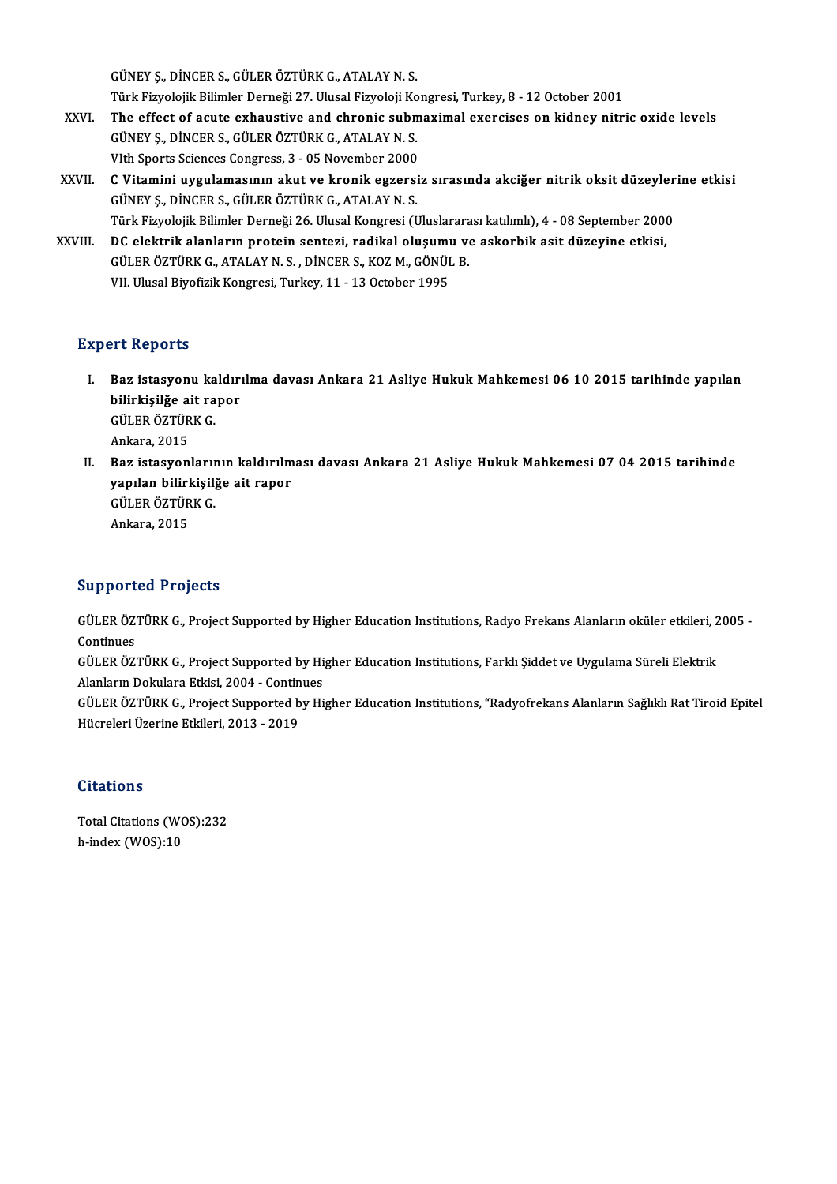GÜNEY Ş., DİNCER S., GÜLER ÖZTÜRK G., ATALAY N. S.
Türk Fizyolojik Bilimler Derneği 27. Ulusal Fizyoloji Kongresi, Turkey, 8 - 12 October 2001

XXVI. **The effect of acute exhaustive and chronic submaximal exercises on kidney nitric oxide levels**
GÜNEY Ş., DİNCER S., GÜLER ÖZTÜRK G., ATALAY N. S.
VIth Sports Sciences Congress, 3 - 05 November 2000

XXVII. **C Vitamini uygulamasının akut ve kronik egzersiz sırasında akciğer nitrik oksit düzeylerine etkisi**
GÜNEY Ş., DİNCER S., GÜLER ÖZTÜRK G., ATALAY N. S.
Türk Fizyolojik Bilimler Derneği 26. Ulusal Kongresi (Uluslararası katılımlı), 4 - 08 September 2000

XXVIII. **DC elektrik alanların protein sentezi, radikal oluşumu ve askorbik asit düzeyine etkisi,**
GÜLER ÖZTÜRK G., ATALAY N. S. , DİNCER S., KOZ M., GÖNÜL B.
VII. Ulusal Biyofizik Kongresi, Turkey, 11 - 13 October 1995

## Expert Reports

I. **Baz istasyonu kaldırılma davası Ankara 21 Asliye Hukuk Mahkemesi 06 10 2015 tarihinde yapılan bilirkişilğe ait rapor**
GÜLER ÖZTÜRK G.
Ankara, 2015

II. **Baz istasyonlarının kaldırılması davası Ankara 21 Asliye Hukuk Mahkemesi 07 04 2015 tarihinde yapılan bilirkişilğe ait rapor**
GÜLER ÖZTÜRK G.
Ankara, 2015

## Supported Projects

GÜLER ÖZTÜRK G., Project Supported by Higher Education Institutions, Radyo Frekans Alanların oküler etkileri, 2005 - Continues

GÜLER ÖZTÜRK G., Project Supported by Higher Education Institutions, Farklı Şiddet ve Uygulama Süreli Elektrik Alanların Dokulara Etkisi, 2004 - Continues

GÜLER ÖZTÜRK G., Project Supported by Higher Education Institutions, "Radyofrekans Alanların Sağlıklı Rat Tiroid Epitel Hücreleri Üzerine Etkileri, 2013 - 2019

## Citations

Total Citations (WOS):232
h-index (WOS):10